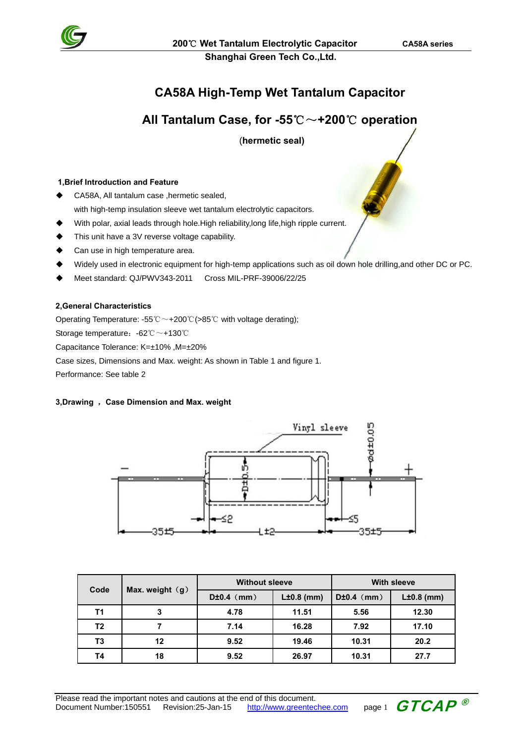# CA58A High-Temp Wet Tantalum Capacitor

## All Tantalum Case, for -55℃～+200℃ operation

(**hermetic seal**)

### 1,Brief Introduction and Feature

- CA58A, All tantalum case ,hermetic sealed,
  with high-temp insulation sleeve wet tantalum electrolytic capacitors.
- With polar, axial leads through hole.High reliability,long life,high ripple current.
- This unit have a 3V reverse voltage capability.
- Can use in high temperature area.
- Widely used in electronic equipment for high-temp applications such as oil down hole drilling,and other DC or PC.
- Meet standard: QJ/PWV343-2011 Cross MIL-PRF-39006/22/25

### 2,General Characteristics

Operating Temperature: -55℃～+200℃(>85℃ with voltage derating);

Storage temperature：-62℃～+130℃

Capacitance Tolerance: K=±10% ,M=±20%

Case sizes, Dimensions and Max. weight: As shown in Table 1 and figure 1.

Performance: See table 2

### 3,Drawing ， Case Dimension and Max. weight

| Code | Max. weight（g） | Without sleeve | | With sleeve | |
|---|---|---|---|---|---|
| | | D±0.4（mm） | L±0.8 (mm) | D±0.4（mm） | L±0.8 (mm) |
| T1 | 3 | 4.78 | 11.51 | 5.56 | 12.30 |
| T2 | 7 | 7.14 | 16.28 | 7.92 | 17.10 |
| T3 | 12 | 9.52 | 19.46 | 10.31 | 20.2 |
| T4 | 18 | 9.52 | 26.97 | 10.31 | 27.7 |

Please read the important notes and cautions at the end of this document.
Document Number:150551 Revision:25-Jan-15 http://www.greentechee.com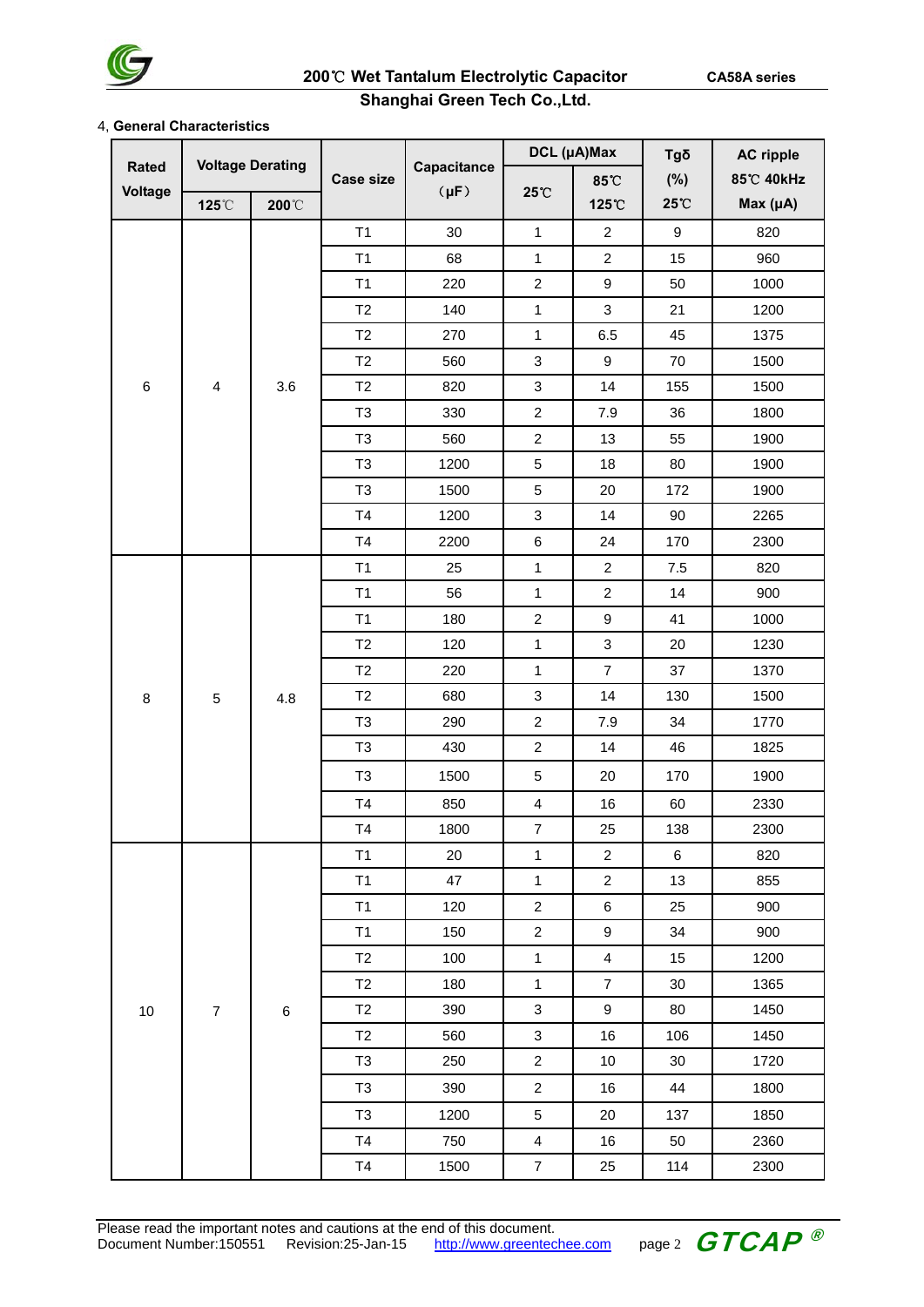4, **General Characteristics**

| Rated Voltage | Voltage Derating | | Case size | Capacitance (μF) | DCL (μA)Max | | Tgδ (%) | AC ripple 85℃ 40kHz Max (μA) |
|---|---|---|---|---|---|---|---|---|
| | 125℃ | 200℃ | | | 25℃ | 85℃ 125℃ | 25℃ | |
| 6 | 4 | 3.6 | T1 | 30 | 1 | 2 | 9 | 820 |
| | | | T1 | 68 | 1 | 2 | 15 | 960 |
| | | | T1 | 220 | 2 | 9 | 50 | 1000 |
| | | | T2 | 140 | 1 | 3 | 21 | 1200 |
| | | | T2 | 270 | 1 | 6.5 | 45 | 1375 |
| | | | T2 | 560 | 3 | 9 | 70 | 1500 |
| | | | T2 | 820 | 3 | 14 | 155 | 1500 |
| | | | T3 | 330 | 2 | 7.9 | 36 | 1800 |
| | | | T3 | 560 | 2 | 13 | 55 | 1900 |
| | | | T3 | 1200 | 5 | 18 | 80 | 1900 |
| | | | T3 | 1500 | 5 | 20 | 172 | 1900 |
| | | | T4 | 1200 | 3 | 14 | 90 | 2265 |
| | | | T4 | 2200 | 6 | 24 | 170 | 2300 |
| 8 | 5 | 4.8 | T1 | 25 | 1 | 2 | 7.5 | 820 |
| | | | T1 | 56 | 1 | 2 | 14 | 900 |
| | | | T1 | 180 | 2 | 9 | 41 | 1000 |
| | | | T2 | 120 | 1 | 3 | 20 | 1230 |
| | | | T2 | 220 | 1 | 7 | 37 | 1370 |
| | | | T2 | 680 | 3 | 14 | 130 | 1500 |
| | | | T3 | 290 | 2 | 7.9 | 34 | 1770 |
| | | | T3 | 430 | 2 | 14 | 46 | 1825 |
| | | | T3 | 1500 | 5 | 20 | 170 | 1900 |
| | | | T4 | 850 | 4 | 16 | 60 | 2330 |
| | | | T4 | 1800 | 7 | 25 | 138 | 2300 |
| 10 | 7 | 6 | T1 | 20 | 1 | 2 | 6 | 820 |
| | | | T1 | 47 | 1 | 2 | 13 | 855 |
| | | | T1 | 120 | 2 | 6 | 25 | 900 |
| | | | T1 | 150 | 2 | 9 | 34 | 900 |
| | | | T2 | 100 | 1 | 4 | 15 | 1200 |
| | | | T2 | 180 | 1 | 7 | 30 | 1365 |
| | | | T2 | 390 | 3 | 9 | 80 | 1450 |
| | | | T2 | 560 | 3 | 16 | 106 | 1450 |
| | | | T3 | 250 | 2 | 10 | 30 | 1720 |
| | | | T3 | 390 | 2 | 16 | 44 | 1800 |
| | | | T3 | 1200 | 5 | 20 | 137 | 1850 |
| | | | T4 | 750 | 4 | 16 | 50 | 2360 |
| | | | T4 | 1500 | 7 | 25 | 114 | 2300 |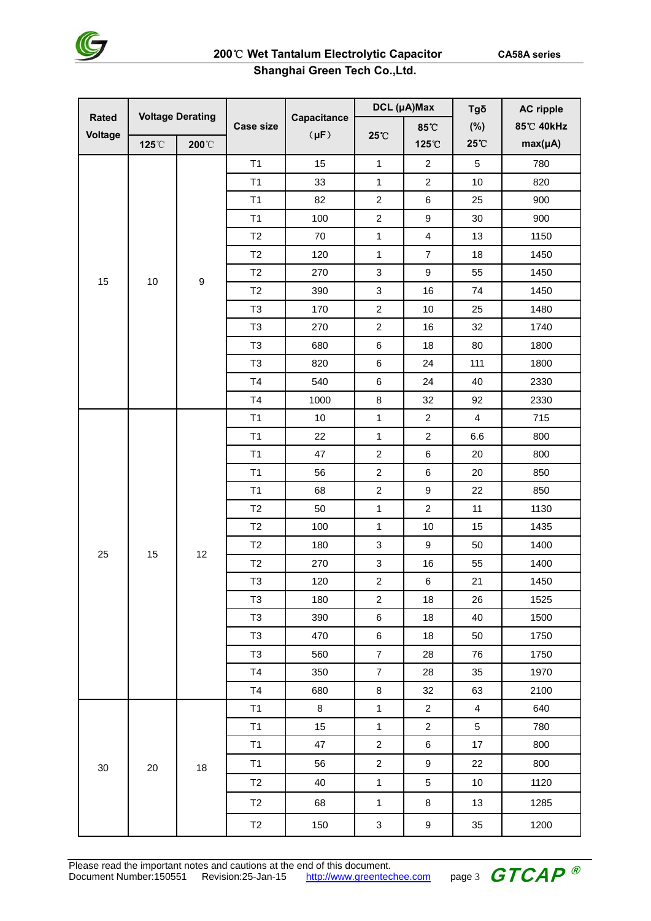| Rated Voltage | Voltage Derating | | Case size | Capacitance (μF) | DCL (μA)Max | | Tgδ (%) | AC ripple 85℃ 40kHz max(μA) |
|---|---|---|---|---|---|---|---|---|
| | 125℃ | 200℃ | | | 25℃ | 85℃ 125℃ | 25℃ | |
| 15 | 10 | 9 | T1 | 15 | 1 | 2 | 5 | 780 |
| | | | T1 | 33 | 1 | 2 | 10 | 820 |
| | | | T1 | 82 | 2 | 6 | 25 | 900 |
| | | | T1 | 100 | 2 | 9 | 30 | 900 |
| | | | T2 | 70 | 1 | 4 | 13 | 1150 |
| | | | T2 | 120 | 1 | 7 | 18 | 1450 |
| | | | T2 | 270 | 3 | 9 | 55 | 1450 |
| | | | T2 | 390 | 3 | 16 | 74 | 1450 |
| | | | T3 | 170 | 2 | 10 | 25 | 1480 |
| | | | T3 | 270 | 2 | 16 | 32 | 1740 |
| | | | T3 | 680 | 6 | 18 | 80 | 1800 |
| | | | T3 | 820 | 6 | 24 | 111 | 1800 |
| | | | T4 | 540 | 6 | 24 | 40 | 2330 |
| | | | T4 | 1000 | 8 | 32 | 92 | 2330 |
| 25 | 15 | 12 | T1 | 10 | 1 | 2 | 4 | 715 |
| | | | T1 | 22 | 1 | 2 | 6.6 | 800 |
| | | | T1 | 47 | 2 | 6 | 20 | 800 |
| | | | T1 | 56 | 2 | 6 | 20 | 850 |
| | | | T1 | 68 | 2 | 9 | 22 | 850 |
| | | | T2 | 50 | 1 | 2 | 11 | 1130 |
| | | | T2 | 100 | 1 | 10 | 15 | 1435 |
| | | | T2 | 180 | 3 | 9 | 50 | 1400 |
| | | | T2 | 270 | 3 | 16 | 55 | 1400 |
| | | | T3 | 120 | 2 | 6 | 21 | 1450 |
| | | | T3 | 180 | 2 | 18 | 26 | 1525 |
| | | | T3 | 390 | 6 | 18 | 40 | 1500 |
| | | | T3 | 470 | 6 | 18 | 50 | 1750 |
| | | | T3 | 560 | 7 | 28 | 76 | 1750 |
| | | | T4 | 350 | 7 | 28 | 35 | 1970 |
| | | | T4 | 680 | 8 | 32 | 63 | 2100 |
| 30 | 20 | 18 | T1 | 8 | 1 | 2 | 4 | 640 |
| | | | T1 | 15 | 1 | 2 | 5 | 780 |
| | | | T1 | 47 | 2 | 6 | 17 | 800 |
| | | | T1 | 56 | 2 | 9 | 22 | 800 |
| | | | T2 | 40 | 1 | 5 | 10 | 1120 |
| | | | T2 | 68 | 1 | 8 | 13 | 1285 |
| | | | T2 | 150 | 3 | 9 | 35 | 1200 |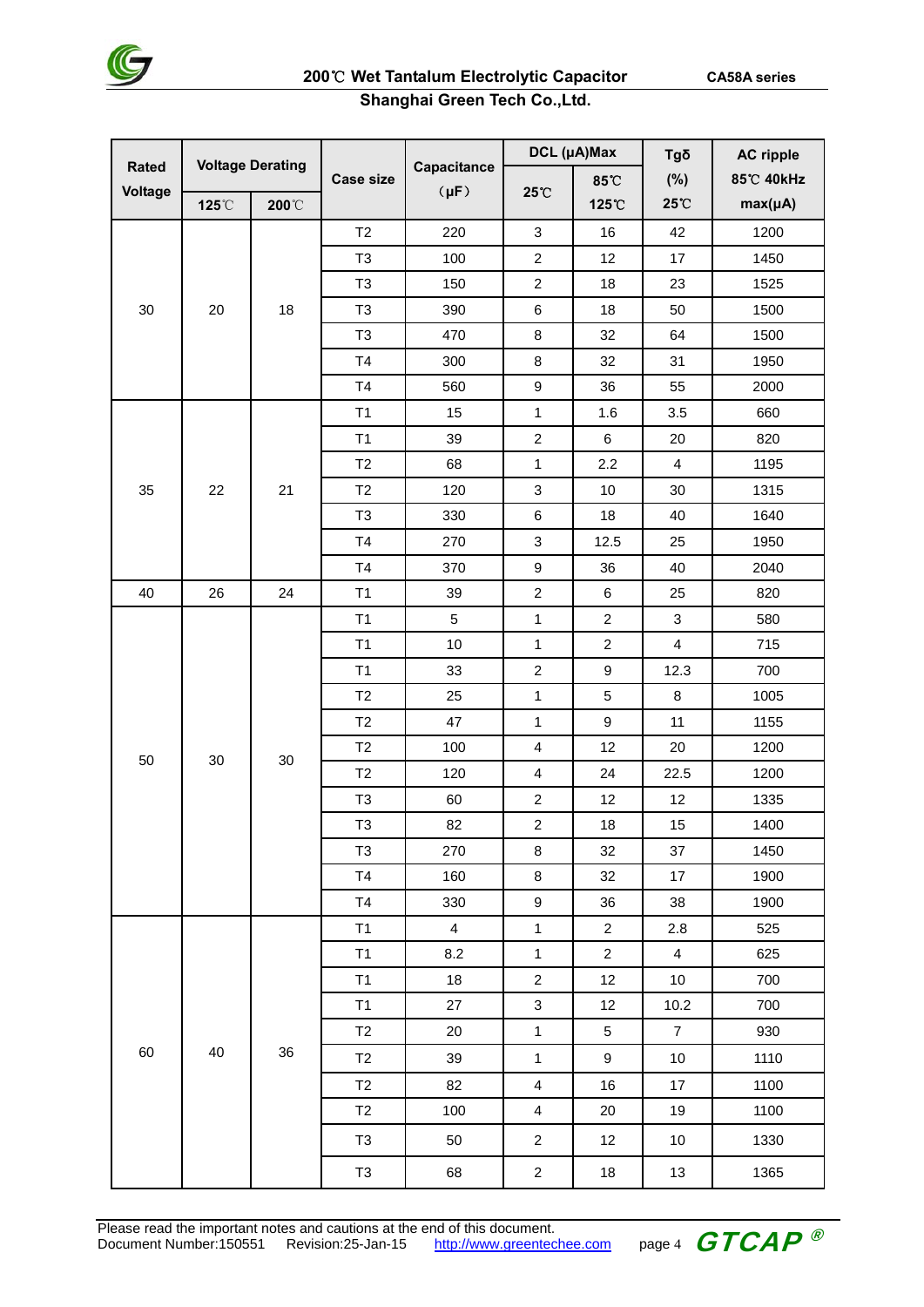| Rated Voltage | Voltage Derating | | Case size | Capacitance (μF) | DCL (μA)Max | | Tgδ (%) | AC ripple 85℃ 40kHz max(μA) |
|---|---|---|---|---|---|---|---|---|
| | 125℃ | 200℃ | | | 25℃ | 85℃ 125℃ | 25℃ | |
| 30 | 20 | 18 | T2 | 220 | 3 | 16 | 42 | 1200 |
| | | | T3 | 100 | 2 | 12 | 17 | 1450 |
| | | | T3 | 150 | 2 | 18 | 23 | 1525 |
| | | | T3 | 390 | 6 | 18 | 50 | 1500 |
| | | | T3 | 470 | 8 | 32 | 64 | 1500 |
| | | | T4 | 300 | 8 | 32 | 31 | 1950 |
| | | | T4 | 560 | 9 | 36 | 55 | 2000 |
| 35 | 22 | 21 | T1 | 15 | 1 | 1.6 | 3.5 | 660 |
| | | | T1 | 39 | 2 | 6 | 20 | 820 |
| | | | T2 | 68 | 1 | 2.2 | 4 | 1195 |
| | | | T2 | 120 | 3 | 10 | 30 | 1315 |
| | | | T3 | 330 | 6 | 18 | 40 | 1640 |
| | | | T4 | 270 | 3 | 12.5 | 25 | 1950 |
| | | | T4 | 370 | 9 | 36 | 40 | 2040 |
| 40 | 26 | 24 | T1 | 39 | 2 | 6 | 25 | 820 |
| 50 | 30 | 30 | T1 | 5 | 1 | 2 | 3 | 580 |
| | | | T1 | 10 | 1 | 2 | 4 | 715 |
| | | | T1 | 33 | 2 | 9 | 12.3 | 700 |
| | | | T2 | 25 | 1 | 5 | 8 | 1005 |
| | | | T2 | 47 | 1 | 9 | 11 | 1155 |
| | | | T2 | 100 | 4 | 12 | 20 | 1200 |
| | | | T2 | 120 | 4 | 24 | 22.5 | 1200 |
| | | | T3 | 60 | 2 | 12 | 12 | 1335 |
| | | | T3 | 82 | 2 | 18 | 15 | 1400 |
| | | | T3 | 270 | 8 | 32 | 37 | 1450 |
| | | | T4 | 160 | 8 | 32 | 17 | 1900 |
| | | | T4 | 330 | 9 | 36 | 38 | 1900 |
| 60 | 40 | 36 | T1 | 4 | 1 | 2 | 2.8 | 525 |
| | | | T1 | 8.2 | 1 | 2 | 4 | 625 |
| | | | T1 | 18 | 2 | 12 | 10 | 700 |
| | | | T1 | 27 | 3 | 12 | 10.2 | 700 |
| | | | T2 | 20 | 1 | 5 | 7 | 930 |
| | | | T2 | 39 | 1 | 9 | 10 | 1110 |
| | | | T2 | 82 | 4 | 16 | 17 | 1100 |
| | | | T2 | 100 | 4 | 20 | 19 | 1100 |
| | | | T3 | 50 | 2 | 12 | 10 | 1330 |
| | | | T3 | 68 | 2 | 18 | 13 | 1365 |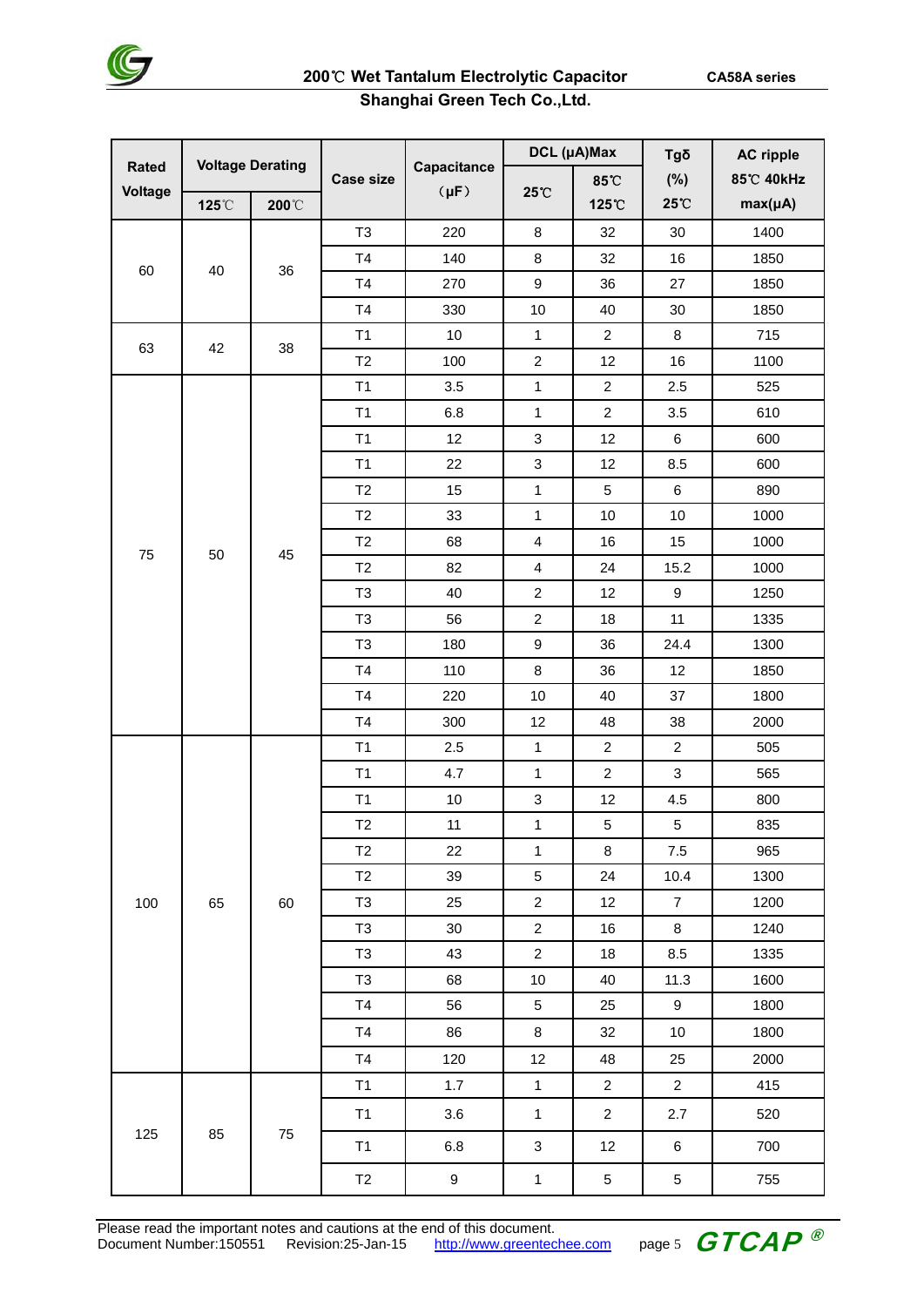| Rated Voltage | Voltage Derating | | Case size | Capacitance (μF) | DCL (μA)Max | | Tgδ (%) | AC ripple 85℃ 40kHz max(μA) |
|---|---|---|---|---|---|---|---|---|
| | 125℃ | 200℃ | | | 25℃ | 85℃ 125℃ | 25℃ | |
| 60 | 40 | 36 | T3 | 220 | 8 | 32 | 30 | 1400 |
| | | | T4 | 140 | 8 | 32 | 16 | 1850 |
| | | | T4 | 270 | 9 | 36 | 27 | 1850 |
| | | | T4 | 330 | 10 | 40 | 30 | 1850 |
| 63 | 42 | 38 | T1 | 10 | 1 | 2 | 8 | 715 |
| | | | T2 | 100 | 2 | 12 | 16 | 1100 |
| 75 | 50 | 45 | T1 | 3.5 | 1 | 2 | 2.5 | 525 |
| | | | T1 | 6.8 | 1 | 2 | 3.5 | 610 |
| | | | T1 | 12 | 3 | 12 | 6 | 600 |
| | | | T1 | 22 | 3 | 12 | 8.5 | 600 |
| | | | T2 | 15 | 1 | 5 | 6 | 890 |
| | | | T2 | 33 | 1 | 10 | 10 | 1000 |
| | | | T2 | 68 | 4 | 16 | 15 | 1000 |
| | | | T2 | 82 | 4 | 24 | 15.2 | 1000 |
| | | | T3 | 40 | 2 | 12 | 9 | 1250 |
| | | | T3 | 56 | 2 | 18 | 11 | 1335 |
| | | | T3 | 180 | 9 | 36 | 24.4 | 1300 |
| | | | T4 | 110 | 8 | 36 | 12 | 1850 |
| | | | T4 | 220 | 10 | 40 | 37 | 1800 |
| | | | T4 | 300 | 12 | 48 | 38 | 2000 |
| 100 | 65 | 60 | T1 | 2.5 | 1 | 2 | 2 | 505 |
| | | | T1 | 4.7 | 1 | 2 | 3 | 565 |
| | | | T1 | 10 | 3 | 12 | 4.5 | 800 |
| | | | T2 | 11 | 1 | 5 | 5 | 835 |
| | | | T2 | 22 | 1 | 8 | 7.5 | 965 |
| | | | T2 | 39 | 5 | 24 | 10.4 | 1300 |
| | | | T3 | 25 | 2 | 12 | 7 | 1200 |
| | | | T3 | 30 | 2 | 16 | 8 | 1240 |
| | | | T3 | 43 | 2 | 18 | 8.5 | 1335 |
| | | | T3 | 68 | 10 | 40 | 11.3 | 1600 |
| | | | T4 | 56 | 5 | 25 | 9 | 1800 |
| | | | T4 | 86 | 8 | 32 | 10 | 1800 |
| | | | T4 | 120 | 12 | 48 | 25 | 2000 |
| 125 | 85 | 75 | T1 | 1.7 | 1 | 2 | 2 | 415 |
| | | | T1 | 3.6 | 1 | 2 | 2.7 | 520 |
| | | | T1 | 6.8 | 3 | 12 | 6 | 700 |
| | | | T2 | 9 | 1 | 5 | 5 | 755 |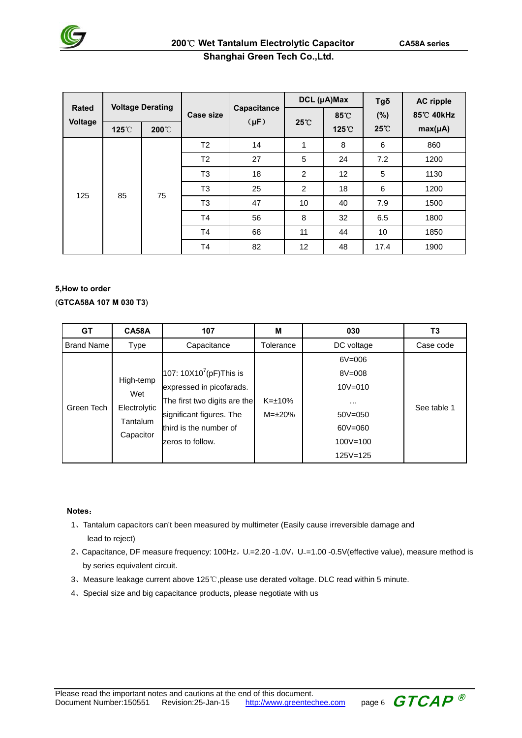| Rated Voltage | Voltage Derating | | Case size | Capacitance (μF) | DCL (μA)Max | | Tgδ (%) | AC ripple 85℃ 40kHz max(μA) |
|---|---|---|---|---|---|---|---|---|
| | 125℃ | 200℃ | | | 25℃ | 85℃ 125℃ | 25℃ | |
| 125 | 85 | 75 | T2 | 14 | 1 | 8 | 6 | 860 |
| | | | T2 | 27 | 5 | 24 | 7.2 | 1200 |
| | | | T3 | 18 | 2 | 12 | 5 | 1130 |
| | | | T3 | 25 | 2 | 18 | 6 | 1200 |
| | | | T3 | 47 | 10 | 40 | 7.9 | 1500 |
| | | | T4 | 56 | 8 | 32 | 6.5 | 1800 |
| | | | T4 | 68 | 11 | 44 | 10 | 1850 |
| | | | T4 | 82 | 12 | 48 | 17.4 | 1900 |

**5,How to order**

(**GTCA58A 107 M 030 T3**)

| GT | CA58A | 107 | M | 030 | T3 |
|---|---|---|---|---|---|
| Brand Name | Type | Capacitance | Tolerance | DC voltage | Case code |
| Green Tech | High-temp Wet Electrolytic Tantalum Capacitor | 107: $10X10^7$(pF)This is expressed in picofarads. The first two digits are the significant figures. The third is the number of zeros to follow. | K=±10% M=±20% | 6V=006 8V=008 10V=010 … 50V=050 60V=060 100V=100 125V=125 | See table 1 |

**Notes**：

1、Tantalum capacitors can't been measured by multimeter (Easily cause irreversible damage and lead to reject)

2、Capacitance, DF measure frequency: 100Hz，$U_=$=2.20 -1.0V，$U_\sim$=1.00 -0.5V(effective value), measure method is by series equivalent circuit.

3、Measure leakage current above 125℃,please use derated voltage. DLC read within 5 minute.

4、Special size and big capacitance products, please negotiate with us

Please read the important notes and cautions at the end of this document.
Document Number:150551 Revision:25-Jan-15 http://www.greentechee.com